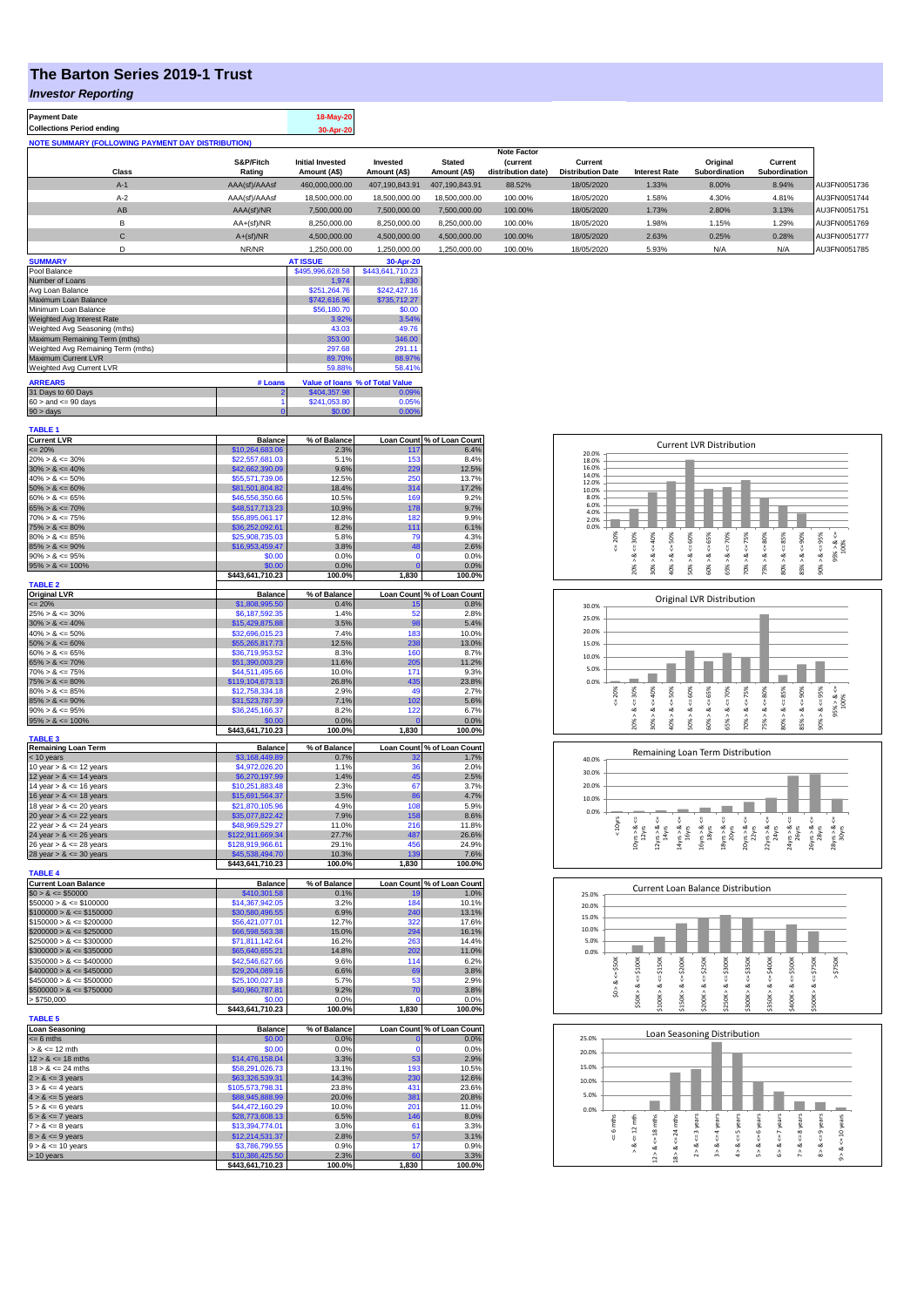# The Barton Series 2019-1 Trust

## *Investor Reporting*

| | |
|---|---|
| **Payment Date** | 18-May-20 |
| **Collections Period ending** | 30-Apr-20 |

**NOTE SUMMARY (FOLLOWING PAYMENT DAY DISTRIBUTION)**

| Class | S&P/Fitch Rating | Initial Invested Amount (A$) | Invested Amount (A$) | Stated Amount (A$) | Note Factor (current distribution date) | Current Distribution Date | Interest Rate | Original Subordination | Current Subordination | |
|---|---|---|---|---|---|---|---|---|---|---|
| A-1 | AAA(sf)/AAAsf | 460,000,000.00 | 407,190,843.91 | 407,190,843.91 | 88.52% | 18/05/2020 | 1.33% | 8.00% | 8.94% | AU3FN0051736 |
| A-2 | AAA(sf)/AAAsf | 18,500,000.00 | 18,500,000.00 | 18,500,000.00 | 100.00% | 18/05/2020 | 1.58% | 4.30% | 4.81% | AU3FN0051744 |
| AB | AAA(sf)/NR | 7,500,000.00 | 7,500,000.00 | 7,500,000.00 | 100.00% | 18/05/2020 | 1.73% | 2.80% | 3.13% | AU3FN0051751 |
| B | AA+(sf)/NR | 8,250,000.00 | 8,250,000.00 | 8,250,000.00 | 100.00% | 18/05/2020 | 1.98% | 1.15% | 1.29% | AU3FN0051769 |
| C | A+(sf)/NR | 4,500,000.00 | 4,500,000.00 | 4,500,000.00 | 100.00% | 18/05/2020 | 2.63% | 0.25% | 0.28% | AU3FN0051777 |
| D | NR/NR | 1,250,000.00 | 1,250,000.00 | 1,250,000.00 | 100.00% | 18/05/2020 | 5.93% | N/A | N/A | AU3FN0051785 |

| SUMMARY | AT ISSUE | 30-Apr-20 |
|---|---|---|
| Pool Balance | $495,996,628.58 | $443,641,710.23 |
| Number of Loans | 1,974 | 1,830 |
| Avg Loan Balance | $251,264.76 | $242,427.16 |
| Maximum Loan Balance | $742,616.96 | $735,712.27 |
| Minimum Loan Balance | $56,180.70 | $0.00 |
| Weighted Avg Interest Rate | 3.92% | 3.54% |
| Weighted Avg Seasoning (mths) | 43.03 | 49.76 |
| Maximum Remaining Term (mths) | 353.00 | 346.00 |
| Weighted Avg Remaining Term (mths) | 297.68 | 291.11 |
| Maximum Current LVR | 89.70% | 88.97% |
| Weighted Avg Current LVR | 59.88% | 58.41% |

| ARREARS | # Loans | Value of loans | % of Total Value |
|---|---|---|---|
| 31 Days to 60 Days | 2 | $404,357.98 | 0.09% |
| 60 > and <= 90 days | 1 | $241,053.80 | 0.05% |
| 90 > days | 0 | $0.00 | 0.00% |

**TABLE 1**

| Current LVR | Balance | % of Balance | Loan Count | % of Loan Count |
|---|---|---|---|---|
| <= 20% | $10,264,683.06 | 2.3% | 117 | 6.4% |
| 20% > & <= 30% | $22,557,681.03 | 5.1% | 153 | 8.4% |
| 30% > & <= 40% | $42,662,390.09 | 9.6% | 229 | 12.5% |
| 40% > & <= 50% | $55,571,739.06 | 12.5% | 250 | 13.7% |
| 50% > & <= 60% | $81,501,804.82 | 18.4% | 314 | 17.2% |
| 60% > & <= 65% | $46,556,350.66 | 10.5% | 169 | 9.2% |
| 65% > & <= 70% | $48,517,713.23 | 10.9% | 178 | 9.7% |
| 70% > & <= 75% | $56,895,061.17 | 12.8% | 182 | 9.9% |
| 75% > & <= 80% | $36,252,092.61 | 8.2% | 111 | 6.1% |
| 80% > & <= 85% | $25,908,735.03 | 5.8% | 79 | 4.3% |
| 85% > & <= 90% | $16,953,459.47 | 3.8% | 48 | 2.6% |
| 90% > & <= 95% | $0.00 | 0.0% | 0 | 0.0% |
| 95% > & <= 100% | $0.00 | 0.0% | 0 | 0.0% |
| | $443,641,710.23 | 100.0% | 1,830 | 100.0% |

**TABLE 2**

| Original LVR | Balance | % of Balance | Loan Count | % of Loan Count |
|---|---|---|---|---|
| <= 20% | $1,808,995.50 | 0.4% | 15 | 0.8% |
| 25% > & <= 30% | $6,187,592.35 | 1.4% | 52 | 2.8% |
| 30% > & <= 40% | $15,429,875.88 | 3.5% | 98 | 5.4% |
| 40% > & <= 50% | $32,696,015.23 | 7.4% | 183 | 10.0% |
| 50% > & <= 60% | $55,265,817.73 | 12.5% | 238 | 13.0% |
| 60% > & <= 65% | $36,719,953.52 | 8.3% | 160 | 8.7% |
| 65% > & <= 70% | $51,390,003.29 | 11.6% | 205 | 11.2% |
| 70% > & <= 75% | $44,511,495.66 | 10.0% | 171 | 9.3% |
| 75% > & <= 80% | $119,104,673.13 | 26.8% | 435 | 23.8% |
| 80% > & <= 85% | $12,758,334.18 | 2.9% | 49 | 2.7% |
| 85% > & <= 90% | $31,523,787.39 | 7.1% | 102 | 5.6% |
| 90% > & <= 95% | $36,245,166.37 | 8.2% | 122 | 6.7% |
| 95% > & <= 100% | $0.00 | 0.0% | 0 | 0.0% |
| | $443,641,710.23 | 100.0% | 1,830 | 100.0% |

**TABLE 3**

| Remaining Loan Term | Balance | % of Balance | Loan Count | % of Loan Count |
|---|---|---|---|---|
| < 10 years | $3,168,449.89 | 0.7% | 32 | 1.7% |
| 10 year > & <= 12 years | $4,972,026.20 | 1.1% | 36 | 2.0% |
| 12 year > & <= 14 years | $6,270,197.99 | 1.4% | 45 | 2.5% |
| 14 year > & <= 16 years | $10,251,883.48 | 2.3% | 67 | 3.7% |
| 16 year > & <= 18 years | $15,691,564.37 | 3.5% | 86 | 4.7% |
| 18 year > & <= 20 years | $21,870,105.96 | 4.9% | 108 | 5.9% |
| 20 year > & <= 22 years | $35,077,822.42 | 7.9% | 158 | 8.6% |
| 22 year > & <= 24 years | $48,969,529.27 | 11.0% | 216 | 11.8% |
| 24 year > & <= 26 years | $122,911,669.34 | 27.7% | 487 | 26.6% |
| 26 year > & <= 28 years | $128,919,966.61 | 29.1% | 456 | 24.9% |
| 28 year > & <= 30 years | $45,538,494.70 | 10.3% | 139 | 7.6% |
| | $443,641,710.23 | 100.0% | 1,830 | 100.0% |

**TABLE 4**

| Current Loan Balance | Balance | % of Balance | Loan Count | % of Loan Count |
|---|---|---|---|---|
| $0 > & <= $50000 | $410,301.58 | 0.1% | 19 | 1.0% |
| $50000 > & <= $100000 | $14,367,942.05 | 3.2% | 184 | 10.1% |
| $100000 > & <= $150000 | $30,580,496.55 | 6.9% | 240 | 13.1% |
| $150000 > & <= $200000 | $56,421,077.01 | 12.7% | 322 | 17.6% |
| $200000 > & <= $250000 | $66,598,563.38 | 15.0% | 294 | 16.1% |
| $250000 > & <= $300000 | $71,811,142.64 | 16.2% | 263 | 14.4% |
| $300000 > & <= $350000 | $65,640,655.21 | 14.8% | 202 | 11.0% |
| $350000 > & <= $400000 | $42,546,627.66 | 9.6% | 114 | 6.2% |
| $400000 > & <= $450000 | $29,204,089.16 | 6.6% | 69 | 3.8% |
| $450000 > & <= $500000 | $25,100,027.18 | 5.7% | 53 | 2.9% |
| $500000 > & <= $750000 | $40,960,787.81 | 9.2% | 70 | 3.8% |
| > $750,000 | $0.00 | 0.0% | 0 | 0.0% |
| | $443,641,710.23 | 100.0% | 1,830 | 100.0% |

**TABLE 5**

| Loan Seasoning | Balance | % of Balance | Loan Count | % of Loan Count |
|---|---|---|---|---|
| <= 6 mths | $0.00 | 0.0% | 0 | 0.0% |
| > & <= 12 mth | $0.00 | 0.0% | 0 | 0.0% |
| 12 > & <= 18 mths | $14,476,158.04 | 3.3% | 53 | 2.9% |
| 18 > & <= 24 mths | $58,291,026.73 | 13.1% | 193 | 10.5% |
| 2 > & <= 3 years | $63,326,539.31 | 14.3% | 230 | 12.6% |
| 3 > & <= 4 years | $105,573,798.31 | 23.8% | 431 | 23.6% |
| 4 > & <= 5 years | $88,945,888.99 | 20.0% | 381 | 20.8% |
| 5 > & <= 6 years | $44,472,160.29 | 10.0% | 201 | 11.0% |
| 6 > & <= 7 years | $28,773,608.13 | 6.5% | 146 | 8.0% |
| 7 > & <= 8 years | $13,394,774.01 | 3.0% | 61 | 3.3% |
| 8 > & <= 9 years | $12,214,531.37 | 2.8% | 57 | 3.1% |
| 9 > & <= 10 years | $3,786,799.55 | 0.9% | 17 | 0.9% |
| > 10 years | $10,386,425.50 | 2.3% | 60 | 3.3% |
| | $443,641,710.23 | 100.0% | 1,830 | 100.0% |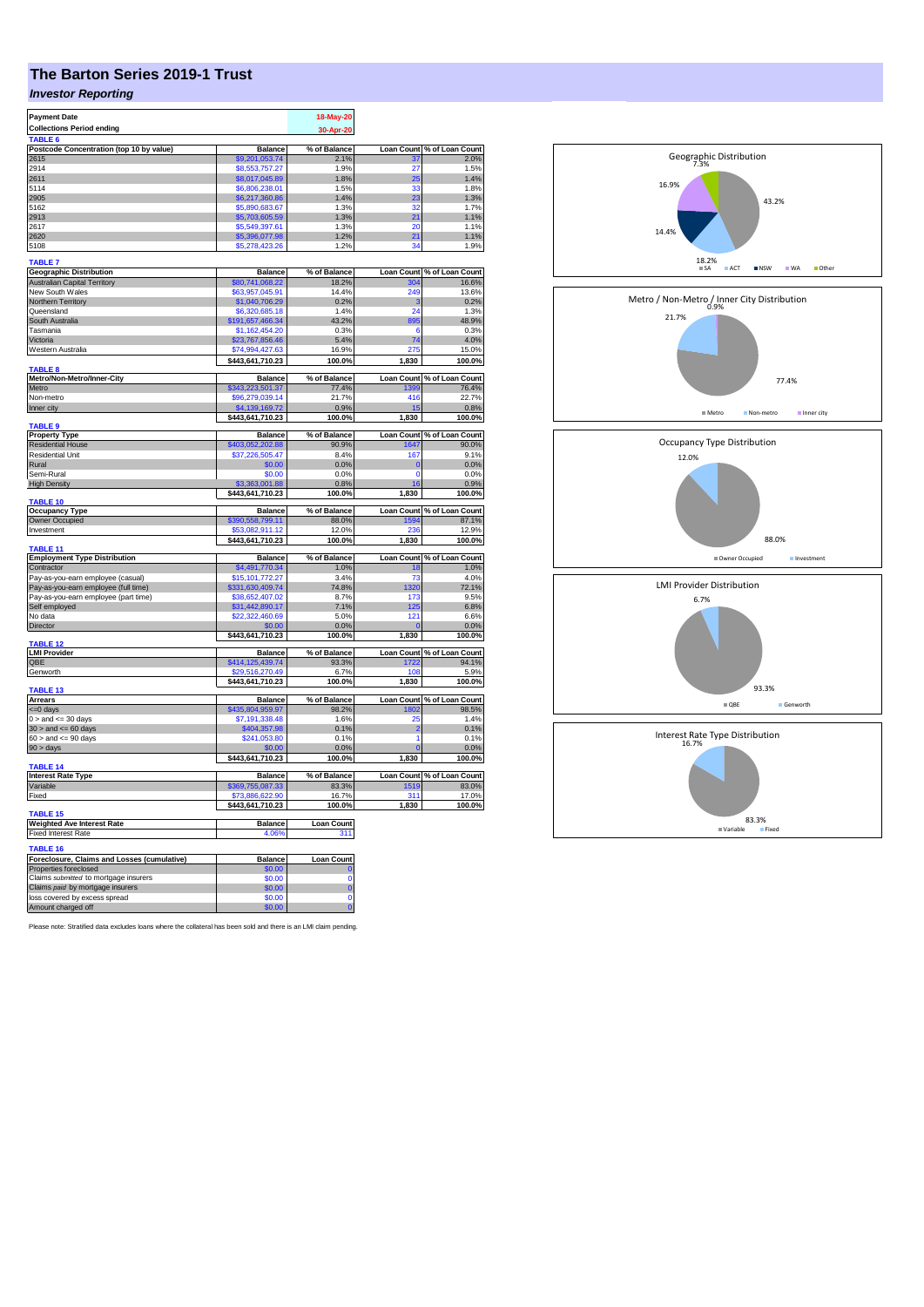# The Barton Series 2019-1 Trust

## *Investor Reporting*

| Payment Date | 18-May-20 |
|---|---|
| Collections Period ending | 30-Apr-20 |

**TABLE 6**

| Postcode Concentration (top 10 by value) | Balance | % of Balance | Loan Count | % of Loan Count |
|---|---|---|---|---|
| 2615 | $9,201,053.74 | 2.1% | 37 | 2.0% |
| 2914 | $8,553,757.27 | 1.9% | 27 | 1.5% |
| 2611 | $8,017,045.89 | 1.8% | 25 | 1.4% |
| 5114 | $6,806,238.01 | 1.5% | 33 | 1.8% |
| 2905 | $6,217,360.86 | 1.4% | 23 | 1.3% |
| 5162 | $5,890,683.67 | 1.3% | 32 | 1.7% |
| 2913 | $5,703,605.59 | 1.3% | 21 | 1.1% |
| 2617 | $5,549,397.61 | 1.3% | 20 | 1.1% |
| 2620 | $5,396,077.98 | 1.2% | 21 | 1.1% |
| 5108 | $5,278,423.26 | 1.2% | 34 | 1.9% |

**TABLE 7**

| Geographic Distribution | Balance | % of Balance | Loan Count | % of Loan Count |
|---|---|---|---|---|
| Australian Capital Territory | $80,741,068.22 | 18.2% | 304 | 16.6% |
| New South Wales | $63,957,045.91 | 14.4% | 249 | 13.6% |
| Northern Territory | $1,040,706.29 | 0.2% | 3 | 0.2% |
| Queensland | $6,320,685.18 | 1.4% | 24 | 1.3% |
| South Australia | $191,657,466.34 | 43.2% | 895 | 48.9% |
| Tasmania | $1,162,454.20 | 0.3% | 6 | 0.3% |
| Victoria | $23,767,856.46 | 5.4% | 74 | 4.0% |
| Western Australia | $74,994,427.63 | 16.9% | 275 | 15.0% |
| | $443,641,710.23 | 100.0% | 1,830 | 100.0% |

**TABLE 8**

| Metro/Non-Metro/Inner-City | Balance | % of Balance | Loan Count | % of Loan Count |
|---|---|---|---|---|
| Metro | $343,223,501.37 | 77.4% | 1399 | 76.4% |
| Non-metro | $96,279,039.14 | 21.7% | 416 | 22.7% |
| Inner city | $4,139,169.72 | 0.9% | 15 | 0.8% |
| | $443,641,710.23 | 100.0% | 1,830 | 100.0% |

**TABLE 9**

| Property Type | Balance | % of Balance | Loan Count | % of Loan Count |
|---|---|---|---|---|
| Residential House | $403,052,202.88 | 90.9% | 1647 | 90.0% |
| Residential Unit | $37,226,505.47 | 8.4% | 167 | 9.1% |
| Rural | $0.00 | 0.0% | 0 | 0.0% |
| Semi-Rural | $0.00 | 0.0% | 0 | 0.0% |
| High Density | $3,363,001.88 | 0.8% | 16 | 0.9% |
| | $443,641,710.23 | 100.0% | 1,830 | 100.0% |

**TABLE 10**

| Occupancy Type | Balance | % of Balance | Loan Count | % of Loan Count |
|---|---|---|---|---|
| Owner Occupied | $390,558,799.11 | 88.0% | 1594 | 87.1% |
| Investment | $53,082,911.12 | 12.0% | 236 | 12.9% |
| | $443,641,710.23 | 100.0% | 1,830 | 100.0% |

**TABLE 11**

| Employment Type Distribution | Balance | % of Balance | Loan Count | % of Loan Count |
|---|---|---|---|---|
| Contractor | $4,491,770.34 | 1.0% | 18 | 1.0% |
| Pay-as-you-earn employee (casual) | $15,101,772.27 | 3.4% | 73 | 4.0% |
| Pay-as-you-earn employee (full time) | $331,630,409.74 | 74.8% | 1320 | 72.1% |
| Pay-as-you-earn employee (part time) | $38,652,407.02 | 8.7% | 173 | 9.5% |
| Self employed | $31,442,890.17 | 7.1% | 125 | 6.8% |
| No data | $22,322,460.69 | 5.0% | 121 | 6.6% |
| Director | $0.00 | 0.0% | 0 | 0.0% |
| | $443,641,710.23 | 100.0% | 1,830 | 100.0% |

**TABLE 12**

| LMI Provider | Balance | % of Balance | Loan Count | % of Loan Count |
|---|---|---|---|---|
| QBE | $414,125,439.74 | 93.3% | 1722 | 94.1% |
| Genworth | $29,516,270.49 | 6.7% | 108 | 5.9% |
| | $443,641,710.23 | 100.0% | 1,830 | 100.0% |

**TABLE 13**

| Arrears | Balance | % of Balance | Loan Count | % of Loan Count |
|---|---|---|---|---|
| <=0 days | $435,804,959.97 | 98.2% | 1802 | 98.5% |
| 0 > and <= 30 days | $7,191,338.48 | 1.6% | 25 | 1.4% |
| 30 > and <= 60 days | $404,357.98 | 0.1% | 2 | 0.1% |
| 60 > and <= 90 days | $241,053.80 | 0.1% | 1 | 0.1% |
| 90 > days | $0.00 | 0.0% | 0 | 0.0% |
| | $443,641,710.23 | 100.0% | 1,830 | 100.0% |

**TABLE 14**

| Interest Rate Type | Balance | % of Balance | Loan Count | % of Loan Count |
|---|---|---|---|---|
| Variable | $369,755,087.33 | 83.3% | 1519 | 83.0% |
| Fixed | $73,886,622.90 | 16.7% | 311 | 17.0% |
| | $443,641,710.23 | 100.0% | 1,830 | 100.0% |

**TABLE 15**

| Weighted Ave Interest Rate | Balance | Loan Count |
|---|---|---|
| Fixed Interest Rate | 4.06% | 311 |

**TABLE 16**

| Foreclosure, Claims and Losses (cumulative) | Balance | Loan Count |
|---|---|---|
| Properties foreclosed | $0.00 | 0 |
| Claims *submitted* to mortgage insurers | $0.00 | 0 |
| Claims *paid* by mortgage insurers | $0.00 | 0 |
| loss covered by excess spread | $0.00 | 0 |
| Amount charged off | $0.00 | 0 |

Please note: Stratified data excludes loans where the collateral has been sold and there is an LMI claim pending.

Geographic Distribution: SA 43.2%, ACT 18.2%, NSW 14.4%, WA 16.9%, Other 7.3%

Metro / Non-Metro / Inner City Distribution: Metro 77.4%, Non-metro 21.7%, Inner city 0.9%

Occupancy Type Distribution: Owner Occupied 88.0%, Investment 12.0%

LMI Provider Distribution: QBE 93.3%, Genworth 6.7%

Interest Rate Type Distribution: Variable 83.3%, Fixed 16.7%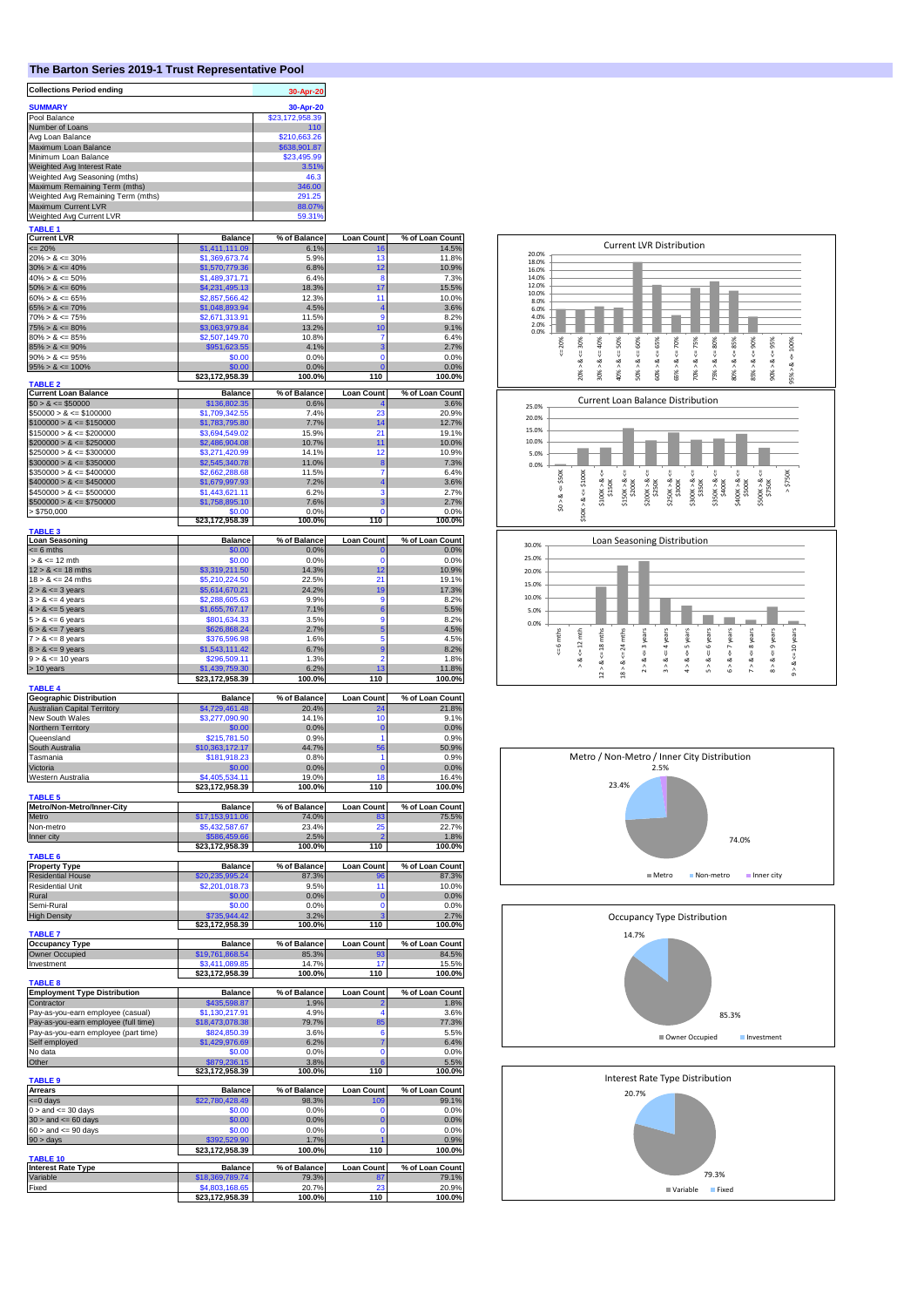# The Barton Series 2019-1 Trust Representative Pool

| Collections Period ending | 30-Apr-20 |
|---|---|

| SUMMARY | 30-Apr-20 |
|---|---|
| Pool Balance | $23,172,958.39 |
| Number of Loans | 110 |
| Avg Loan Balance | $210,663.26 |
| Maximum Loan Balance | $638,901.87 |
| Minimum Loan Balance | $23,495.99 |
| Weighted Avg Interest Rate | 3.51% |
| Weighted Avg Seasoning (mths) | 46.3 |
| Maximum Remaining Term (mths) | 346.00 |
| Weighted Avg Remaining Term (mths) | 291.25 |
| Maximum Current LVR | 88.07% |
| Weighted Avg Current LVR | 59.31% |

**TABLE 1**

| Current LVR | Balance | % of Balance | Loan Count | % of Loan Count |
|---|---|---|---|---|
| <= 20% | $1,411,111.09 | 6.1% | 16 | 14.5% |
| 20% > & <= 30% | $1,369,673.74 | 5.9% | 13 | 11.8% |
| 30% > & <= 40% | $1,570,779.36 | 6.8% | 12 | 10.9% |
| 40% > & <= 50% | $1,489,371.71 | 6.4% | 8 | 7.3% |
| 50% > & <= 60% | $4,231,495.13 | 18.3% | 17 | 15.5% |
| 60% > & <= 65% | $2,857,566.42 | 12.3% | 11 | 10.0% |
| 65% > & <= 70% | $1,048,893.94 | 4.5% | 4 | 3.6% |
| 70% > & <= 75% | $2,671,313.91 | 11.5% | 9 | 8.2% |
| 75% > & <= 80% | $3,063,979.84 | 13.2% | 10 | 9.1% |
| 80% > & <= 85% | $2,507,149.70 | 10.8% | 7 | 6.4% |
| 85% > & <= 90% | $951,623.55 | 4.1% | 3 | 2.7% |
| 90% > & <= 95% | $0.00 | 0.0% | 0 | 0.0% |
| 95% > & <= 100% | $0.00 | 0.0% | 0 | 0.0% |
| | $23,172,958.39 | 100.0% | 110 | 100.0% |

Current LVR Distribution

**TABLE 2**

| Current Loan Balance | Balance | % of Balance | Loan Count | % of Loan Count |
|---|---|---|---|---|
| $0 > & <= $50000 | $136,802.35 | 0.6% | 4 | 3.6% |
| $50000 > & <= $100000 | $1,709,342.55 | 7.4% | 23 | 20.9% |
| $100000 > & <= $150000 | $1,783,795.80 | 7.7% | 14 | 12.7% |
| $150000 > & <= $200000 | $3,694,549.02 | 15.9% | 21 | 19.1% |
| $200000 > & <= $250000 | $2,486,904.08 | 10.7% | 11 | 10.0% |
| $250000 > & <= $300000 | $3,271,420.99 | 14.1% | 12 | 10.9% |
| $300000 > & <= $350000 | $2,545,340.78 | 11.0% | 8 | 7.3% |
| $350000 > & <= $400000 | $2,662,288.68 | 11.5% | 7 | 6.4% |
| $400000 > & <= $450000 | $1,679,997.93 | 7.2% | 4 | 3.6% |
| $450000 > & <= $500000 | $1,443,621.11 | 6.2% | 3 | 2.7% |
| $500000 > & <= $750000 | $1,758,895.10 | 7.6% | 3 | 2.7% |
| > $750,000 | $0.00 | 0.0% | 0 | 0.0% |
| | $23,172,958.39 | 100.0% | 110 | 100.0% |

Current Loan Balance Distribution

**TABLE 3**

| Loan Seasoning | Balance | % of Balance | Loan Count | % of Loan Count |
|---|---|---|---|---|
| <= 6 mths | $0.00 | 0.0% | 0 | 0.0% |
| > & <= 12 mth | $0.00 | 0.0% | 0 | 0.0% |
| 12 > & <= 18 mths | $3,319,211.50 | 14.3% | 12 | 10.9% |
| 18 > & <= 24 mths | $5,210,224.50 | 22.5% | 21 | 19.1% |
| 2 > & <= 3 years | $5,614,670.21 | 24.2% | 19 | 17.3% |
| 3 > & <= 4 years | $2,288,605.63 | 9.9% | 9 | 8.2% |
| 4 > & <= 5 years | $1,655,767.17 | 7.1% | 6 | 5.5% |
| 5 > & <= 6 years | $801,634.33 | 3.5% | 9 | 8.2% |
| 6 > & <= 7 years | $626,868.24 | 2.7% | 5 | 4.5% |
| 7 > & <= 8 years | $376,596.98 | 1.6% | 5 | 4.5% |
| 8 > & <= 9 years | $1,543,111.42 | 6.7% | 9 | 8.2% |
| 9 > & <= 10 years | $296,509.11 | 1.3% | 2 | 1.8% |
| > 10 years | $1,439,759.30 | 6.2% | 13 | 11.8% |
| | $23,172,958.39 | 100.0% | 110 | 100.0% |

Loan Seasoning Distribution

**TABLE 4**

| Geographic Distribution | Balance | % of Balance | Loan Count | % of Loan Count |
|---|---|---|---|---|
| Australian Capital Territory | $4,729,461.48 | 20.4% | 24 | 21.8% |
| New South Wales | $3,277,090.90 | 14.1% | 10 | 9.1% |
| Northern Territory | $0.00 | 0.0% | 0 | 0.0% |
| Queensland | $215,781.50 | 0.9% | 1 | 0.9% |
| South Australia | $10,363,172.17 | 44.7% | 56 | 50.9% |
| Tasmania | $181,918.23 | 0.8% | 1 | 0.9% |
| Victoria | $0.00 | 0.0% | 0 | 0.0% |
| Western Australia | $4,405,534.11 | 19.0% | 18 | 16.4% |
| | $23,172,958.39 | 100.0% | 110 | 100.0% |

**TABLE 5**

| Metro/Non-Metro/Inner-City | Balance | % of Balance | Loan Count | % of Loan Count |
|---|---|---|---|---|
| Metro | $17,153,911.06 | 74.0% | 83 | 75.5% |
| Non-metro | $5,432,587.67 | 23.4% | 25 | 22.7% |
| Inner city | $586,459.66 | 2.5% | 2 | 1.8% |
| | $23,172,958.39 | 100.0% | 110 | 100.0% |

Metro / Non-Metro / Inner City Distribution
2.5%
23.4%
74.0%
Metro Non-metro Inner city

**TABLE 6**

| Property Type | Balance | % of Balance | Loan Count | % of Loan Count |
|---|---|---|---|---|
| Residential House | $20,235,995.24 | 87.3% | 96 | 87.3% |
| Residential Unit | $2,201,018.73 | 9.5% | 11 | 10.0% |
| Rural | $0.00 | 0.0% | 0 | 0.0% |
| Semi-Rural | $0.00 | 0.0% | 0 | 0.0% |
| High Density | $735,944.42 | 3.2% | 3 | 2.7% |
| | $23,172,958.39 | 100.0% | 110 | 100.0% |

**TABLE 7**

| Occupancy Type | Balance | % of Balance | Loan Count | % of Loan Count |
|---|---|---|---|---|
| Owner Occupied | $19,761,868.54 | 85.3% | 93 | 84.5% |
| Investment | $3,411,089.85 | 14.7% | 17 | 15.5% |
| | $23,172,958.39 | 100.0% | 110 | 100.0% |

Occupancy Type Distribution
14.7%
85.3%
Owner Occupied Investment

**TABLE 8**

| Employment Type Distribution | Balance | % of Balance | Loan Count | % of Loan Count |
|---|---|---|---|---|
| Contractor | $435,598.87 | 1.9% | 2 | 1.8% |
| Pay-as-you-earn employee (casual) | $1,130,217.91 | 4.9% | 4 | 3.6% |
| Pay-as-you-earn employee (full time) | $18,473,078.38 | 79.7% | 85 | 77.3% |
| Pay-as-you-earn employee (part time) | $824,850.39 | 3.6% | 6 | 5.5% |
| Self employed | $1,429,976.69 | 6.2% | 7 | 6.4% |
| No data | $0.00 | 0.0% | 0 | 0.0% |
| Other | $879,236.15 | 3.8% | 6 | 5.5% |
| | $23,172,958.39 | 100.0% | 110 | 100.0% |

**TABLE 9**

| Arrears | Balance | % of Balance | Loan Count | % of Loan Count |
|---|---|---|---|---|
| <=0 days | $22,780,428.49 | 98.3% | 109 | 99.1% |
| 0 > and <= 30 days | $0.00 | 0.0% | 0 | 0.0% |
| 30 > and <= 60 days | $0.00 | 0.0% | 0 | 0.0% |
| 60 > and <= 90 days | $0.00 | 0.0% | 0 | 0.0% |
| 90 > days | $392,529.90 | 1.7% | 1 | 0.9% |
| | $23,172,958.39 | 100.0% | 110 | 100.0% |

**TABLE 10**

| Interest Rate Type | Balance | % of Balance | Loan Count | % of Loan Count |
|---|---|---|---|---|
| Variable | $18,369,789.74 | 79.3% | 87 | 79.1% |
| Fixed | $4,803,168.65 | 20.7% | 23 | 20.9% |
| | $23,172,958.39 | 100.0% | 110 | 100.0% |

Interest Rate Type Distribution
20.7%
79.3%
Variable Fixed